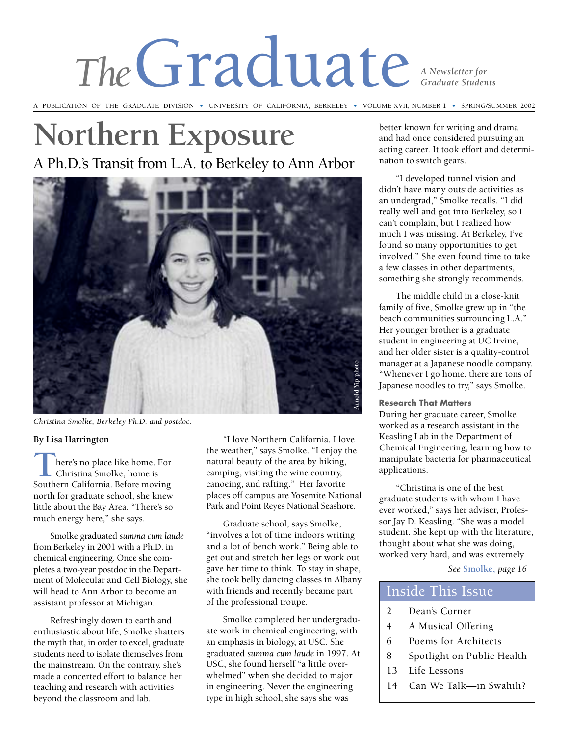# The Graduate

*A Newsletter for Graduate Students*

A PUBLICATION OF THE GRADUATE DIVISION • UNIVERSITY OF CALIFORNIA, BERKELEY • VOLUME XVII, NUMBER 1 • SPRING/SUMMER 2002

# Northern Exposure

## A Ph.D.'s Transit from L.A. to Berkeley to Ann Arbor

Arnold Yip photo

*Christina Smolke, Berkeley Ph.D. and postdoc.*

**By Lisa Harrington**

There's no place like home. For Christina Smolke, home is Southern California. Before moving north for graduate school, she knew little about the Bay Area. "There's so much energy here," she says.

Smolke graduated *summa cum laude* from Berkeley in 2001 with a Ph.D. in chemical engineering. Once she completes a two-year postdoc in the Department of Molecular and Cell Biology, she will head to Ann Arbor to become an assistant professor at Michigan.

Refreshingly down to earth and enthusiastic about life, Smolke shatters the myth that, in order to excel, graduate students need to isolate themselves from the mainstream. On the contrary, she's made a concerted effort to balance her teaching and research with activities beyond the classroom and lab.

"I love Northern California. I love the weather," says Smolke. "I enjoy the natural beauty of the area by hiking, camping, visiting the wine country, canoeing, and rafting." Her favorite places off campus are Yosemite National Park and Point Reyes National Seashore.

Graduate school, says Smolke, "involves a lot of time indoors writing and a lot of bench work." Being able to get out and stretch her legs or work out gave her time to think. To stay in shape, she took belly dancing classes in Albany with friends and recently became part of the professional troupe.

Smolke completed her undergraduate work in chemical engineering, with an emphasis in biology, at USC. She graduated *summa cum laude* in 1997. At USC, she found herself "a little overwhelmed" when she decided to major in engineering. Never the engineering type in high school, she says she was better known for writing and drama and had once considered pursuing an acting career. It took effort and determination to switch gears.

"I developed tunnel vision and didn't have many outside activities as an undergrad," Smolke recalls. "I did really well and got into Berkeley, so I can't complain, but I realized how much I was missing. At Berkeley, I've found so many opportunities to get involved." She even found time to take a few classes in other departments, something she strongly recommends.

The middle child in a close-knit family of five, Smolke grew up in "the beach communities surrounding L.A." Her younger brother is a graduate student in engineering at UC Irvine, and her older sister is a quality-control manager at a Japanese noodle company. "Whenever I go home, there are tons of Japanese noodles to try," says Smolke.

### Research That Matters

During her graduate career, Smolke worked as a research assistant in the Keasling Lab in the Department of Chemical Engineering, learning how to manipulate bacteria for pharmaceutical applications.

"Christina is one of the best graduate students with whom I have ever worked," says her adviser, Professor Jay D. Keasling. "She was a model student. She kept up with the literature, thought about what she was doing, worked very hard, and was extremely

*See* **Smolke,** *page 16*

## Inside This Issue

- 2 Dean's Corner
- 4 A Musical Offering
- 6 Poems for Architects
- 8 Spotlight on Public Health
- 13 Life Lessons
- 14 Can We Talk—in Swahili?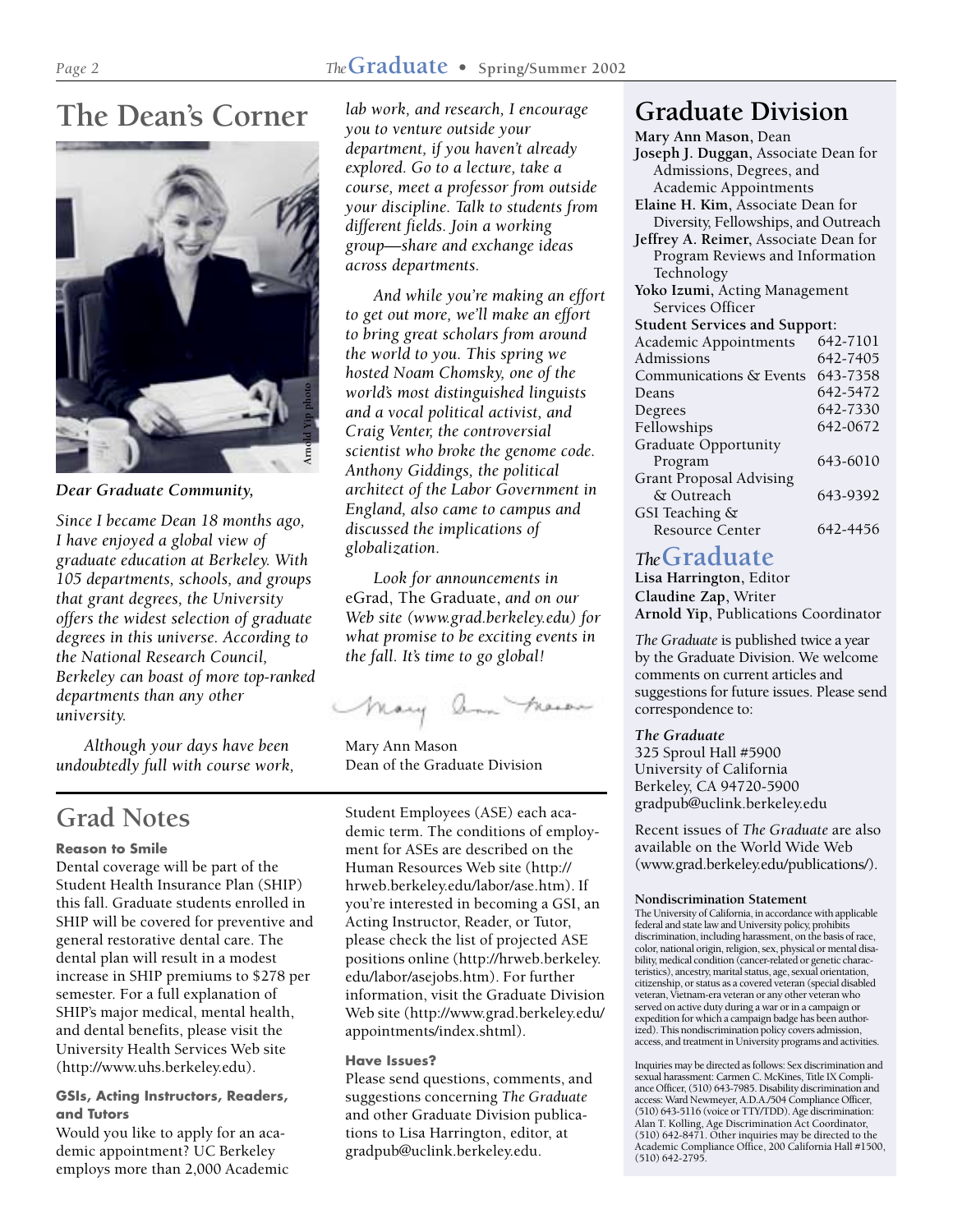# The Dean's Corner

Arnold Yip photo

*Dear Graduate Community,*

*Since I became Dean 18 months ago, I have enjoyed a global view of graduate education at Berkeley. With 105 departments, schools, and groups that grant degrees, the University offers the widest selection of graduate degrees in this universe. According to the National Research Council, Berkeley can boast of more top-ranked departments than any other university.*

*Although your days have been undoubtedly full with course work, lab work, and research, I encourage you to venture outside your department, if you haven't already explored. Go to a lecture, take a course, meet a professor from outside your discipline. Talk to students from different fields. Join a working group—share and exchange ideas across departments.*

*And while you're making an effort to get out more, we'll make an effort to bring great scholars from around the world to you. This spring we hosted Noam Chomsky, one of the world's most distinguished linguists and a vocal political activist, and Craig Venter, the controversial scientist who broke the genome code. Anthony Giddings, the political architect of the Labor Government in England, also came to campus and discussed the implications of globalization.*

*Look for announcements in* eGrad, The Graduate, *and on our Web site (www.grad.berkeley.edu) for what promise to be exciting events in the fall. It's time to go global!*

Mary Ann Mason
Dean of the Graduate Division

# Grad Notes

### Reason to Smile

Dental coverage will be part of the Student Health Insurance Plan (SHIP) this fall. Graduate students enrolled in SHIP will be covered for preventive and general restorative dental care. The dental plan will result in a modest increase in SHIP premiums to $278 per semester. For a full explanation of SHIP's major medical, mental health, and dental benefits, please visit the University Health Services Web site (http://www.uhs.berkeley.edu).

### GSIs, Acting Instructors, Readers, and Tutors

Would you like to apply for an academic appointment? UC Berkeley employs more than 2,000 Academic Student Employees (ASE) each academic term. The conditions of employment for ASEs are described on the Human Resources Web site (http://hrweb.berkeley.edu/labor/ase.htm). If you're interested in becoming a GSI, an Acting Instructor, Reader, or Tutor, please check the list of projected ASE positions online (http://hrweb.berkeley.edu/labor/asejobs.htm). For further information, visit the Graduate Division Web site (http://www.grad.berkeley.edu/appointments/index.shtml).

### Have Issues?

Please send questions, comments, and suggestions concerning *The Graduate* and other Graduate Division publications to Lisa Harrington, editor, at gradpub@uclink.berkeley.edu.

# Graduate Division

**Mary Ann Mason**, Dean
**Joseph J. Duggan**, Associate Dean for Admissions, Degrees, and Academic Appointments
**Elaine H. Kim**, Associate Dean for Diversity, Fellowships, and Outreach
**Jeffrey A. Reimer**, Associate Dean for Program Reviews and Information Technology
**Yoko Izumi**, Acting Management Services Officer

**Student Services and Support:**

| | |
|---|---|
| Academic Appointments | 642-7101 |
| Admissions | 642-7405 |
| Communications & Events | 643-7358 |
| Deans | 642-5472 |
| Degrees | 642-7330 |
| Fellowships | 642-0672 |
| Graduate Opportunity Program | 643-6010 |
| Grant Proposal Advising & Outreach | 643-9392 |
| GSI Teaching & Resource Center | 642-4456 |

## *The* Graduate

**Lisa Harrington**, Editor
**Claudine Zap**, Writer
**Arnold Yip**, Publications Coordinator

*The Graduate* is published twice a year by the Graduate Division. We welcome comments on current articles and suggestions for future issues. Please send correspondence to:

*The Graduate*
325 Sproul Hall #5900
University of California
Berkeley, CA 94720-5900
gradpub@uclink.berkeley.edu

Recent issues of *The Graduate* are also available on the World Wide Web (www.grad.berkeley.edu/publications/).

**Nondiscrimination Statement**

The University of California, in accordance with applicable federal and state law and University policy, prohibits discrimination, including harassment, on the basis of race, color, national origin, religion, sex, physical or mental disability, medical condition (cancer-related or genetic characteristics), ancestry, marital status, age, sexual orientation, citizenship, or status as a covered veteran (special disabled veteran, Vietnam-era veteran or any other veteran who served on active duty during a war or in a campaign or expedition for which a campaign badge has been authorized). This nondiscrimination policy covers admission, access, and treatment in University programs and activities.

Inquiries may be directed as follows: Sex discrimination and sexual harassment: Carmen C. McKines, Title IX Compliance Officer, (510) 643-7985. Disability discrimination and access: Ward Newmeyer, A.D.A./504 Compliance Officer, (510) 643-5116 (voice or TTY/TDD). Age discrimination: Alan T. Kolling, Age Discrimination Act Coordinator, (510) 642-8471. Other inquiries may be directed to the Academic Compliance Office, 200 California Hall #1500, (510) 642-2795.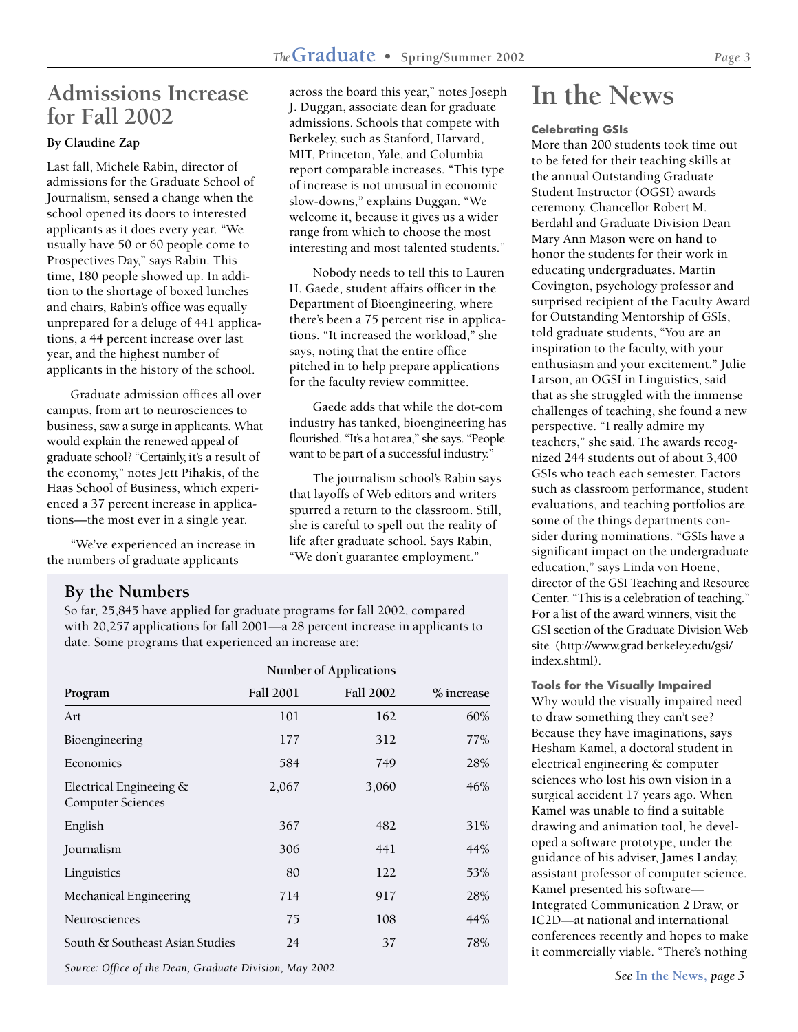## Admissions Increase for Fall 2002

**By Claudine Zap**

Last fall, Michele Rabin, director of admissions for the Graduate School of Journalism, sensed a change when the school opened its doors to interested applicants as it does every year. "We usually have 50 or 60 people come to Prospectives Day," says Rabin. This time, 180 people showed up. In addition to the shortage of boxed lunches and chairs, Rabin's office was equally unprepared for a deluge of 441 applications, a 44 percent increase over last year, and the highest number of applicants in the history of the school.

Graduate admission offices all over campus, from art to neurosciences to business, saw a surge in applicants. What would explain the renewed appeal of graduate school? "Certainly, it's a result of the economy," notes Jett Pihakis, of the Haas School of Business, which experienced a 37 percent increase in applications—the most ever in a single year.

"We've experienced an increase in the numbers of graduate applicants across the board this year," notes Joseph J. Duggan, associate dean for graduate admissions. Schools that compete with Berkeley, such as Stanford, Harvard, MIT, Princeton, Yale, and Columbia report comparable increases. "This type of increase is not unusual in economic slow-downs," explains Duggan. "We welcome it, because it gives us a wider range from which to choose the most interesting and most talented students."

Nobody needs to tell this to Lauren H. Gaede, student affairs officer in the Department of Bioengineering, where there's been a 75 percent rise in applications. "It increased the workload," she says, noting that the entire office pitched in to help prepare applications for the faculty review committee.

Gaede adds that while the dot-com industry has tanked, bioengineering has flourished. "It's a hot area," she says. "People want to be part of a successful industry."

The journalism school's Rabin says that layoffs of Web editors and writers spurred a return to the classroom. Still, she is careful to spell out the reality of life after graduate school. Says Rabin, "We don't guarantee employment."

### By the Numbers

So far, 25,845 have applied for graduate programs for fall 2002, compared with 20,257 applications for fall 2001—a 28 percent increase in applicants to date. Some programs that experienced an increase are:

| | Number of Applications | | |
|---|---|---|---|
| **Program** | **Fall 2001** | **Fall 2002** | **% increase** |
| Art | 101 | 162 | 60% |
| Bioengineering | 177 | 312 | 77% |
| Economics | 584 | 749 | 28% |
| Electrical Engineeing & Computer Sciences | 2,067 | 3,060 | 46% |
| English | 367 | 482 | 31% |
| Journalism | 306 | 441 | 44% |
| Linguistics | 80 | 122 | 53% |
| Mechanical Engineering | 714 | 917 | 28% |
| Neurosciences | 75 | 108 | 44% |
| South & Southeast Asian Studies | 24 | 37 | 78% |

*Source: Office of the Dean, Graduate Division, May 2002.*

# In the News

**Celebrating GSIs**

More than 200 students took time out to be feted for their teaching skills at the annual Outstanding Graduate Student Instructor (OGSI) awards ceremony. Chancellor Robert M. Berdahl and Graduate Division Dean Mary Ann Mason were on hand to honor the students for their work in educating undergraduates. Martin Covington, psychology professor and surprised recipient of the Faculty Award for Outstanding Mentorship of GSIs, told graduate students, "You are an inspiration to the faculty, with your enthusiasm and your excitement." Julie Larson, an OGSI in Linguistics, said that as she struggled with the immense challenges of teaching, she found a new perspective. "I really admire my teachers," she said. The awards recognized 244 students out of about 3,400 GSIs who teach each semester. Factors such as classroom performance, student evaluations, and teaching portfolios are some of the things departments consider during nominations. "GSIs have a significant impact on the undergraduate education," says Linda von Hoene, director of the GSI Teaching and Resource Center. "This is a celebration of teaching." For a list of the award winners, visit the GSI section of the Graduate Division Web site (http://www.grad.berkeley.edu/gsi/index.shtml).

**Tools for the Visually Impaired**

Why would the visually impaired need to draw something they can't see? Because they have imaginations, says Hesham Kamel, a doctoral student in electrical engineering & computer sciences who lost his own vision in a surgical accident 17 years ago. When Kamel was unable to find a suitable drawing and animation tool, he developed a software prototype, under the guidance of his adviser, James Landay, assistant professor of computer science. Kamel presented his software—Integrated Communication 2 Draw, or IC2D—at national and international conferences recently and hopes to make it commercially viable. "There's nothing

*See In the News, page 5*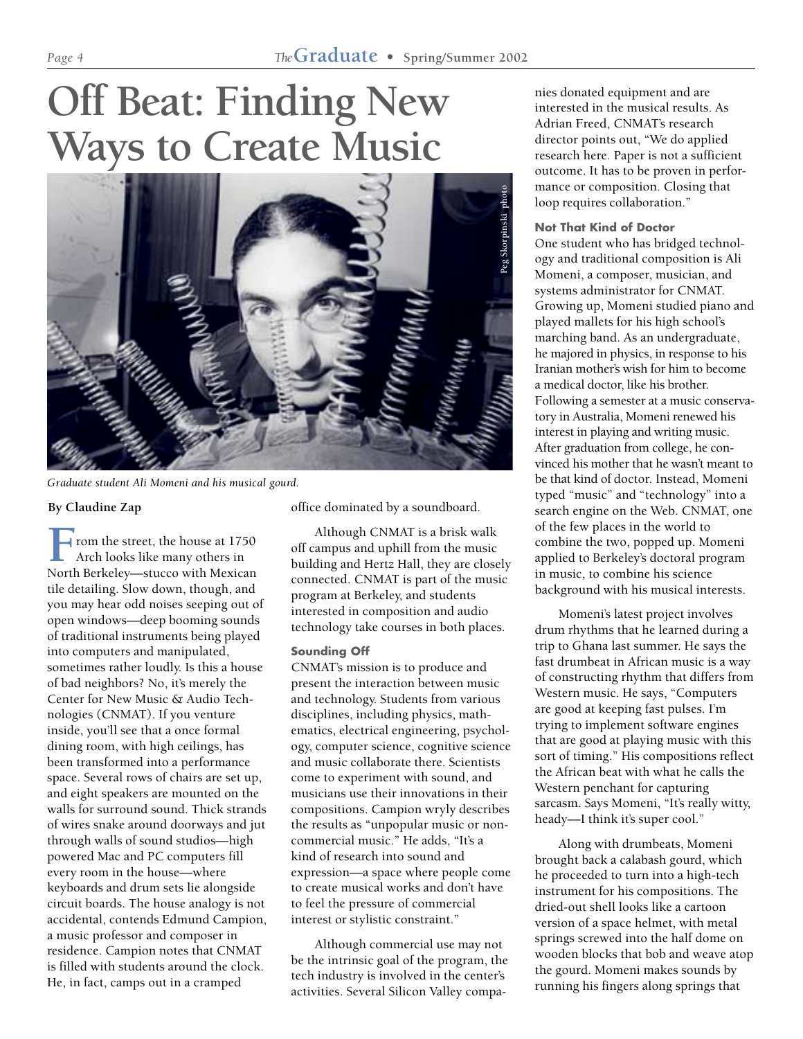# Off Beat: Finding New Ways to Create Music

Peg Skorpinski photo

*Graduate student Ali Momeni and his musical gourd.*

**By Claudine Zap**

From the street, the house at 1750 Arch looks like many others in North Berkeley—stucco with Mexican tile detailing. Slow down, though, and you may hear odd noises seeping out of open windows—deep booming sounds of traditional instruments being played into computers and manipulated, sometimes rather loudly. Is this a house of bad neighbors? No, it's merely the Center for New Music & Audio Technologies (CNMAT). If you venture inside, you'll see that a once formal dining room, with high ceilings, has been transformed into a performance space. Several rows of chairs are set up, and eight speakers are mounted on the walls for surround sound. Thick strands of wires snake around doorways and jut through walls of sound studios—high powered Mac and PC computers fill every room in the house—where keyboards and drum sets lie alongside circuit boards. The house analogy is not accidental, contends Edmund Campion, a music professor and composer in residence. Campion notes that CNMAT is filled with students around the clock. He, in fact, camps out in a cramped office dominated by a soundboard.

Although CNMAT is a brisk walk off campus and uphill from the music building and Hertz Hall, they are closely connected. CNMAT is part of the music program at Berkeley, and students interested in composition and audio technology take courses in both places.

### Sounding Off

CNMAT's mission is to produce and present the interaction between music and technology. Students from various disciplines, including physics, mathematics, electrical engineering, psychology, computer science, cognitive science and music collaborate there. Scientists come to experiment with sound, and musicians use their innovations in their compositions. Campion wryly describes the results as "unpopular music or noncommercial music." He adds, "It's a kind of research into sound and expression—a space where people come to create musical works and don't have to feel the pressure of commercial interest or stylistic constraint."

Although commercial use may not be the intrinsic goal of the program, the tech industry is involved in the center's activities. Several Silicon Valley companies donated equipment and are interested in the musical results. As Adrian Freed, CNMAT's research director points out, "We do applied research here. Paper is not a sufficient outcome. It has to be proven in performance or composition. Closing that loop requires collaboration."

### Not That Kind of Doctor

One student who has bridged technology and traditional composition is Ali Momeni, a composer, musician, and systems administrator for CNMAT. Growing up, Momeni studied piano and played mallets for his high school's marching band. As an undergraduate, he majored in physics, in response to his Iranian mother's wish for him to become a medical doctor, like his brother. Following a semester at a music conservatory in Australia, Momeni renewed his interest in playing and writing music. After graduation from college, he convinced his mother that he wasn't meant to be that kind of doctor. Instead, Momeni typed "music" and "technology" into a search engine on the Web. CNMAT, one of the few places in the world to combine the two, popped up. Momeni applied to Berkeley's doctoral program in music, to combine his science background with his musical interests.

Momeni's latest project involves drum rhythms that he learned during a trip to Ghana last summer. He says the fast drumbeat in African music is a way of constructing rhythm that differs from Western music. He says, "Computers are good at keeping fast pulses. I'm trying to implement software engines that are good at playing music with this sort of timing." His compositions reflect the African beat with what he calls the Western penchant for capturing sarcasm. Says Momeni, "It's really witty, heady—I think it's super cool."

Along with drumbeats, Momeni brought back a calabash gourd, which he proceeded to turn into a high-tech instrument for his compositions. The dried-out shell looks like a cartoon version of a space helmet, with metal springs screwed into the half dome on wooden blocks that bob and weave atop the gourd. Momeni makes sounds by running his fingers along springs that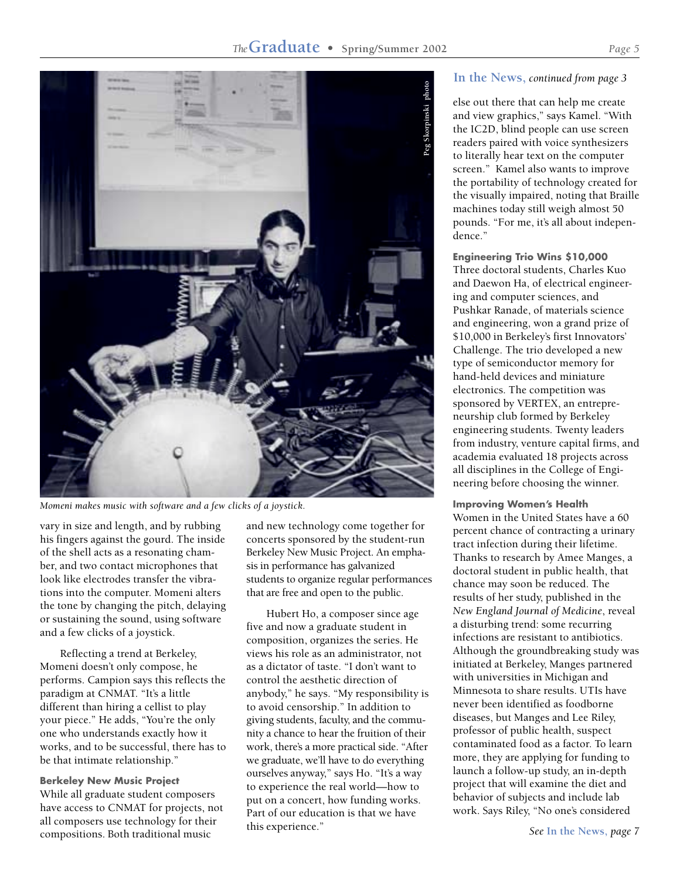*Momeni makes music with software and a few clicks of a joystick.*

vary in size and length, and by rubbing his fingers against the gourd. The inside of the shell acts as a resonating chamber, and two contact microphones that look like electrodes transfer the vibrations into the computer. Momeni alters the tone by changing the pitch, delaying or sustaining the sound, using software and a few clicks of a joystick.

Reflecting a trend at Berkeley, Momeni doesn't only compose, he performs. Campion says this reflects the paradigm at CNMAT. "It's a little different than hiring a cellist to play your piece." He adds, "You're the only one who understands exactly how it works, and to be successful, there has to be that intimate relationship."

**Berkeley New Music Project**

While all graduate student composers have access to CNMAT for projects, not all composers use technology for their compositions. Both traditional music and new technology come together for concerts sponsored by the student-run Berkeley New Music Project. An emphasis in performance has galvanized students to organize regular performances that are free and open to the public.

Hubert Ho, a composer since age five and now a graduate student in composition, organizes the series. He views his role as an administrator, not as a dictator of taste. "I don't want to control the aesthetic direction of anybody," he says. "My responsibility is to avoid censorship." In addition to giving students, faculty, and the community a chance to hear the fruition of their work, there's a more practical side. "After we graduate, we'll have to do everything ourselves anyway," says Ho. "It's a way to experience the real world—how to put on a concert, how funding works. Part of our education is that we have this experience."

## In the News, *continued from page 3*

else out there that can help me create and view graphics," says Kamel. "With the IC2D, blind people can use screen readers paired with voice synthesizers to literally hear text on the computer screen." Kamel also wants to improve the portability of technology created for the visually impaired, noting that Braille machines today still weigh almost 50 pounds. "For me, it's all about independence."

**Engineering Trio Wins $10,000**

Three doctoral students, Charles Kuo and Daewon Ha, of electrical engineering and computer sciences, and Pushkar Ranade, of materials science and engineering, won a grand prize of $10,000 in Berkeley's first Innovators' Challenge. The trio developed a new type of semiconductor memory for hand-held devices and miniature electronics. The competition was sponsored by VERTEX, an entrepreneurship club formed by Berkeley engineering students. Twenty leaders from industry, venture capital firms, and academia evaluated 18 projects across all disciplines in the College of Engineering before choosing the winner.

**Improving Women's Health**

Women in the United States have a 60 percent chance of contracting a urinary tract infection during their lifetime. Thanks to research by Amee Manges, a doctoral student in public health, that chance may soon be reduced. The results of her study, published in the *New England Journal of Medicine*, reveal a disturbing trend: some recurring infections are resistant to antibiotics. Although the groundbreaking study was initiated at Berkeley, Manges partnered with universities in Michigan and Minnesota to share results. UTIs have never been identified as foodborne diseases, but Manges and Lee Riley, professor of public health, suspect contaminated food as a factor. To learn more, they are applying for funding to launch a follow-up study, an in-depth project that will examine the diet and behavior of subjects and include lab work. Says Riley, "No one's considered

*See* In the News, *page 7*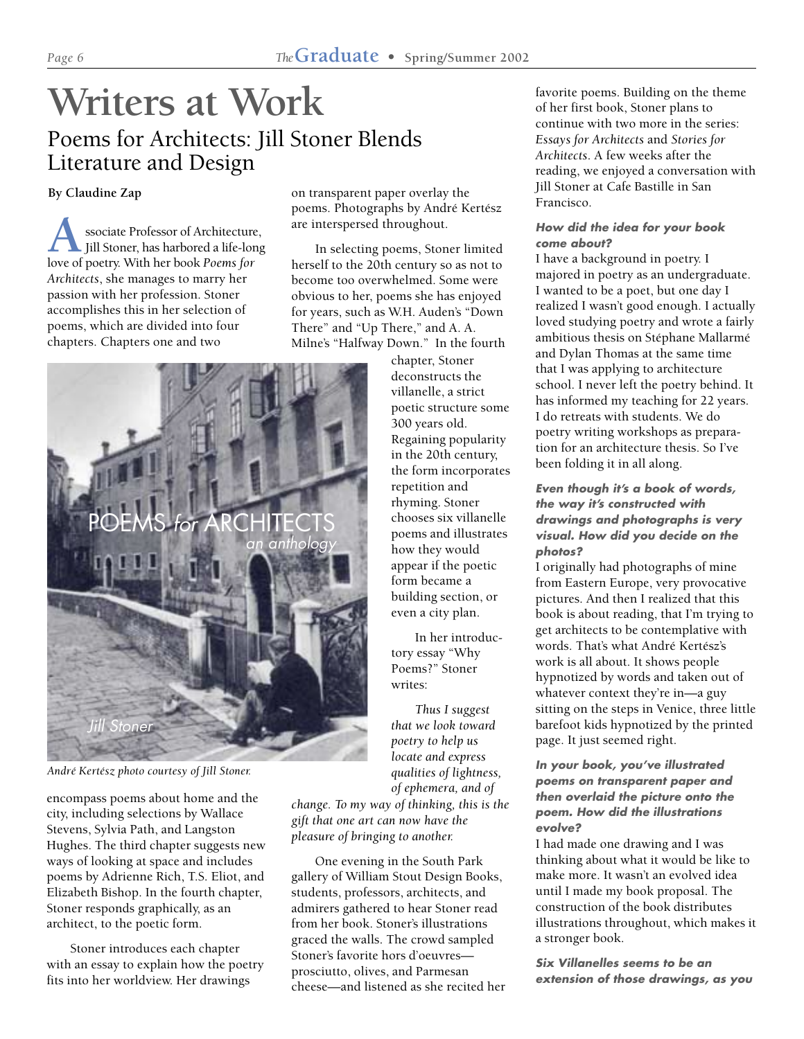# Writers at Work

## Poems for Architects: Jill Stoner Blends Literature and Design

**By Claudine Zap**

Associate Professor of Architecture, Jill Stoner, has harbored a life-long love of poetry. With her book *Poems for Architects*, she manages to marry her passion with her profession. Stoner accomplishes this in her selection of poems, which are divided into four chapters. Chapters one and two encompass poems about home and the city, including selections by Wallace Stevens, Sylvia Path, and Langston Hughes. The third chapter suggests new ways of looking at space and includes poems by Adrienne Rich, T.S. Eliot, and Elizabeth Bishop. In the fourth chapter, Stoner responds graphically, as an architect, to the poetic form.

André Kertész photo courtesy of Jill Stoner.

Stoner introduces each chapter with an essay to explain how the poetry fits into her worldview. Her drawings on transparent paper overlay the poems. Photographs by André Kertész are interspersed throughout.

In selecting poems, Stoner limited herself to the 20th century so as not to become too overwhelmed. Some were obvious to her, poems she has enjoyed for years, such as W.H. Auden's "Down There" and "Up There," and A. A. Milne's "Halfway Down." In the fourth chapter, Stoner deconstructs the villanelle, a strict poetic structure some 300 years old. Regaining popularity in the 20th century, the form incorporates repetition and rhyming. Stoner chooses six villanelle poems and illustrates how they would appear if the poetic form became a building section, or even a city plan.

In her introductory essay "Why Poems?" Stoner writes:

> *Thus I suggest that we look toward poetry to help us locate and express qualities of lightness, of ephemera, and of change. To my way of thinking, this is the gift that one art can now have the pleasure of bringing to another.*

One evening in the South Park gallery of William Stout Design Books, students, professors, architects, and admirers gathered to hear Stoner read from her book. Stoner's illustrations graced the walls. The crowd sampled Stoner's favorite hors d'oeuvres—prosciutto, olives, and Parmesan cheese—and listened as she recited her favorite poems. Building on the theme of her first book, Stoner plans to continue with two more in the series: *Essays for Architects* and *Stories for Architects*. A few weeks after the reading, we enjoyed a conversation with Jill Stoner at Cafe Bastille in San Francisco.

***How did the idea for your book come about?***

I have a background in poetry. I majored in poetry as an undergraduate. I wanted to be a poet, but one day I realized I wasn't good enough. I actually loved studying poetry and wrote a fairly ambitious thesis on Stéphane Mallarmé and Dylan Thomas at the same time that I was applying to architecture school. I never left the poetry behind. It has informed my teaching for 22 years. I do retreats with students. We do poetry writing workshops as preparation for an architecture thesis. So I've been folding it in all along.

***Even though it's a book of words, the way it's constructed with drawings and photographs is very visual. How did you decide on the photos?***

I originally had photographs of mine from Eastern Europe, very provocative pictures. And then I realized that this book is about reading, that I'm trying to get architects to be contemplative with words. That's what André Kertész's work is all about. It shows people hypnotized by words and taken out of whatever context they're in—a guy sitting on the steps in Venice, three little barefoot kids hypnotized by the printed page. It just seemed right.

***In your book, you've illustrated poems on transparent paper and then overlaid the picture onto the poem. How did the illustrations evolve?***

I had made one drawing and I was thinking about what it would be like to make more. It wasn't an evolved idea until I made my book proposal. The construction of the book distributes illustrations throughout, which makes it a stronger book.

***Six Villanelles seems to be an extension of those drawings, as you***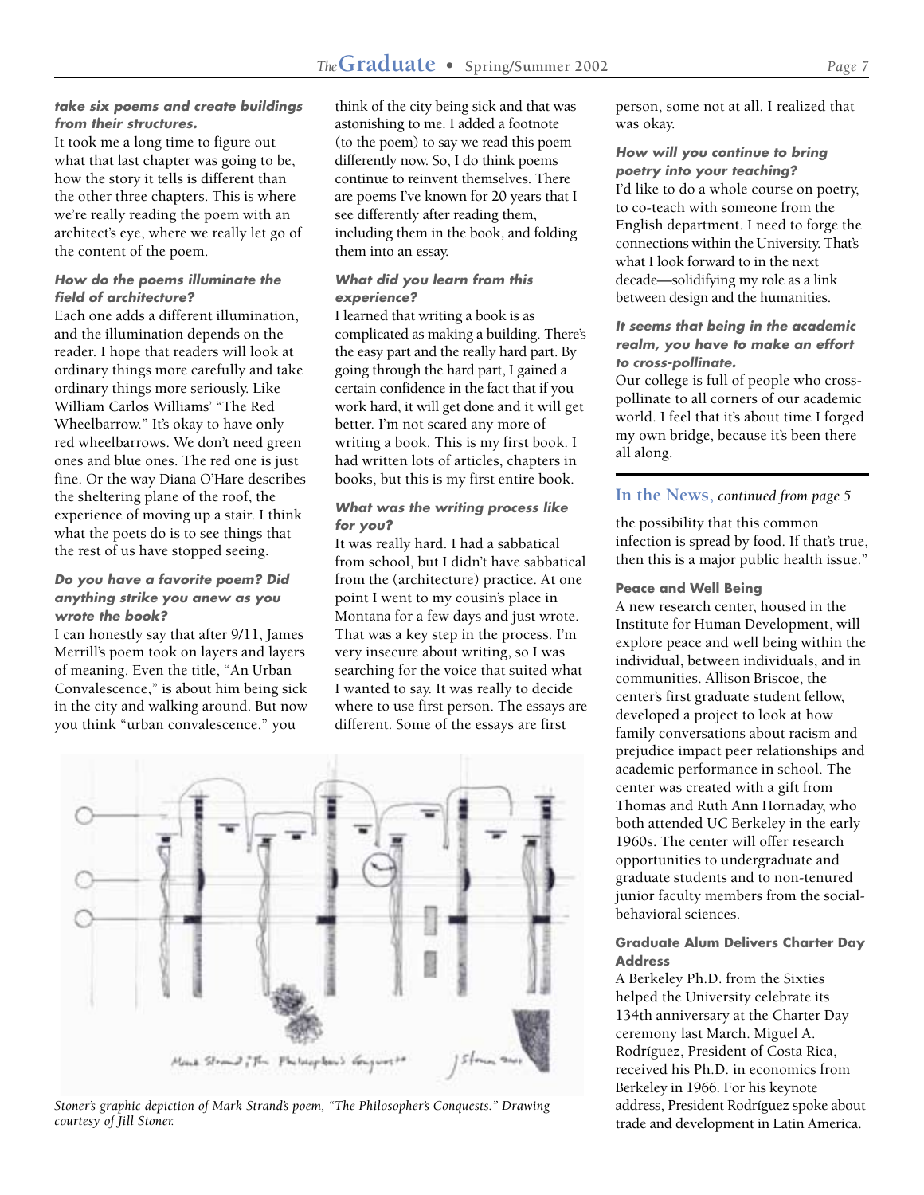***take six poems and create buildings from their structures.***

It took me a long time to figure out what that last chapter was going to be, how the story it tells is different than the other three chapters. This is where we're really reading the poem with an architect's eye, where we really let go of the content of the poem.

***How do the poems illuminate the field of architecture?***

Each one adds a different illumination, and the illumination depends on the reader. I hope that readers will look at ordinary things more carefully and take ordinary things more seriously. Like William Carlos Williams' "The Red Wheelbarrow." It's okay to have only red wheelbarrows. We don't need green ones and blue ones. The red one is just fine. Or the way Diana O'Hare describes the sheltering plane of the roof, the experience of moving up a stair. I think what the poets do is to see things that the rest of us have stopped seeing.

***Do you have a favorite poem? Did anything strike you anew as you wrote the book?***

I can honestly say that after 9/11, James Merrill's poem took on layers and layers of meaning. Even the title, "An Urban Convalescence," is about him being sick in the city and walking around. But now you think "urban convalescence," you think of the city being sick and that was astonishing to me. I added a footnote (to the poem) to say we read this poem differently now. So, I do think poems continue to reinvent themselves. There are poems I've known for 20 years that I see differently after reading them, including them in the book, and folding them into an essay.

***What did you learn from this experience?***

I learned that writing a book is as complicated as making a building. There's the easy part and the really hard part. By going through the hard part, I gained a certain confidence in the fact that if you work hard, it will get done and it will get better. I'm not scared any more of writing a book. This is my first book. I had written lots of articles, chapters in books, but this is my first entire book.

***What was the writing process like for you?***

It was really hard. I had a sabbatical from school, but I didn't have sabbatical from the (architecture) practice. At one point I went to my cousin's place in Montana for a few days and just wrote. That was a key step in the process. I'm very insecure about writing, so I was searching for the voice that suited what I wanted to say. It was really to decide where to use first person. The essays are different. Some of the essays are first person, some not at all. I realized that was okay.

***How will you continue to bring poetry into your teaching?***

I'd like to do a whole course on poetry, to co-teach with someone from the English department. I need to forge the connections within the University. That's what I look forward to in the next decade—solidifying my role as a link between design and the humanities.

***It seems that being in the academic realm, you have to make an effort to cross-pollinate.***

Our college is full of people who cross-pollinate to all corners of our academic world. I feel that it's about time I forged my own bridge, because it's been there all along.

*Stoner's graphic depiction of Mark Strand's poem, "The Philosopher's Conquests." Drawing courtesy of Jill Stoner.*

## In the News, *continued from page 5*

the possibility that this common infection is spread by food. If that's true, then this is a major public health issue."

**Peace and Well Being**

A new research center, housed in the Institute for Human Development, will explore peace and well being within the individual, between individuals, and in communities. Allison Briscoe, the center's first graduate student fellow, developed a project to look at how family conversations about racism and prejudice impact peer relationships and academic performance in school. The center was created with a gift from Thomas and Ruth Ann Hornaday, who both attended UC Berkeley in the early 1960s. The center will offer research opportunities to undergraduate and graduate students and to non-tenured junior faculty members from the social-behavioral sciences.

**Graduate Alum Delivers Charter Day Address**

A Berkeley Ph.D. from the Sixties helped the University celebrate its 134th anniversary at the Charter Day ceremony last March. Miguel A. Rodríguez, President of Costa Rica, received his Ph.D. in economics from Berkeley in 1966. For his keynote address, President Rodríguez spoke about trade and development in Latin America.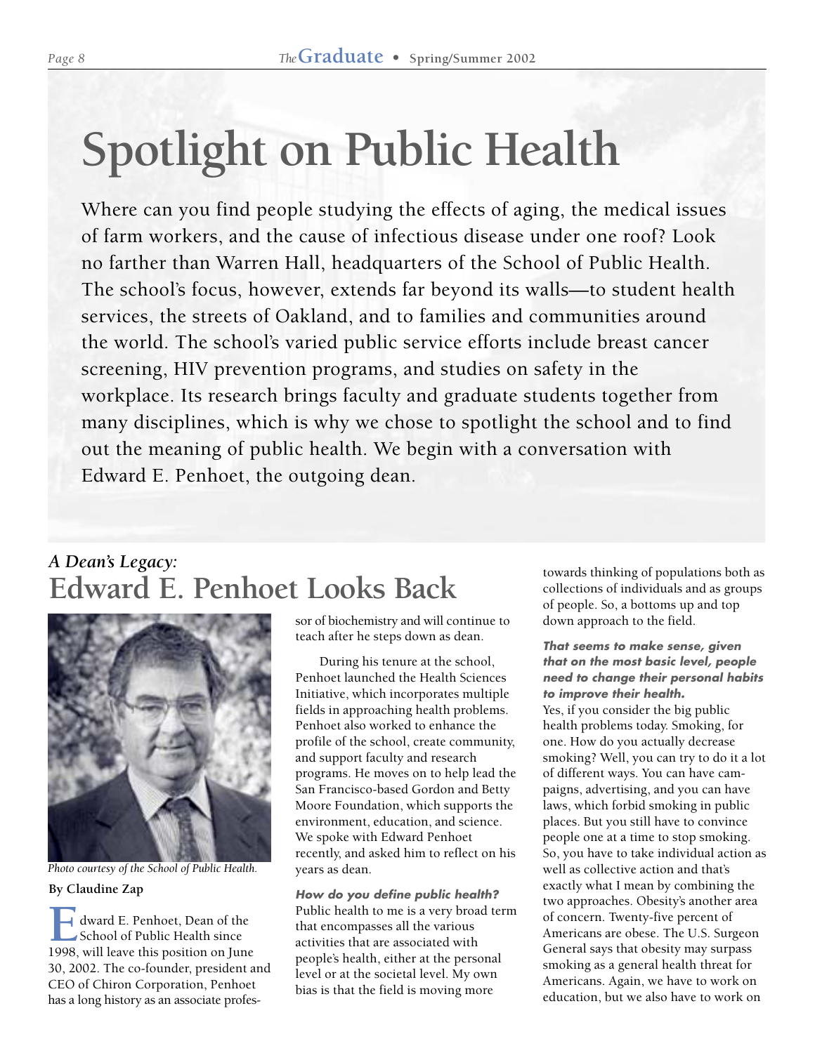# Spotlight on Public Health

Where can you find people studying the effects of aging, the medical issues of farm workers, and the cause of infectious disease under one roof? Look no farther than Warren Hall, headquarters of the School of Public Health. The school's focus, however, extends far beyond its walls—to student health services, the streets of Oakland, and to families and communities around the world. The school's varied public service efforts include breast cancer screening, HIV prevention programs, and studies on safety in the workplace. Its research brings faculty and graduate students together from many disciplines, which is why we chose to spotlight the school and to find out the meaning of public health. We begin with a conversation with Edward E. Penhoet, the outgoing dean.

## *A Dean's Legacy:* Edward E. Penhoet Looks Back

*Photo courtesy of the School of Public Health.*

**By Claudine Zap**

Edward E. Penhoet, Dean of the School of Public Health since 1998, will leave this position on June 30, 2002. The co-founder, president and CEO of Chiron Corporation, Penhoet has a long history as an associate professor of biochemistry and will continue to teach after he steps down as dean.

During his tenure at the school, Penhoet launched the Health Sciences Initiative, which incorporates multiple fields in approaching health problems. Penhoet also worked to enhance the profile of the school, create community, and support faculty and research programs. He moves on to help lead the San Francisco-based Gordon and Betty Moore Foundation, which supports the environment, education, and science. We spoke with Edward Penhoet recently, and asked him to reflect on his years as dean.

***How do you define public health?***

Public health to me is a very broad term that encompasses all the various activities that are associated with people's health, either at the personal level or at the societal level. My own bias is that the field is moving more towards thinking of populations both as collections of individuals and as groups of people. So, a bottoms up and top down approach to the field.

***That seems to make sense, given that on the most basic level, people need to change their personal habits to improve their health.***

Yes, if you consider the big public health problems today. Smoking, for one. How do you actually decrease smoking? Well, you can try to do it a lot of different ways. You can have campaigns, advertising, and you can have laws, which forbid smoking in public places. But you still have to convince people one at a time to stop smoking. So, you have to take individual action as well as collective action and that's exactly what I mean by combining the two approaches. Obesity's another area of concern. Twenty-five percent of Americans are obese. The U.S. Surgeon General says that obesity may surpass smoking as a general health threat for Americans. Again, we have to work on education, but we also have to work on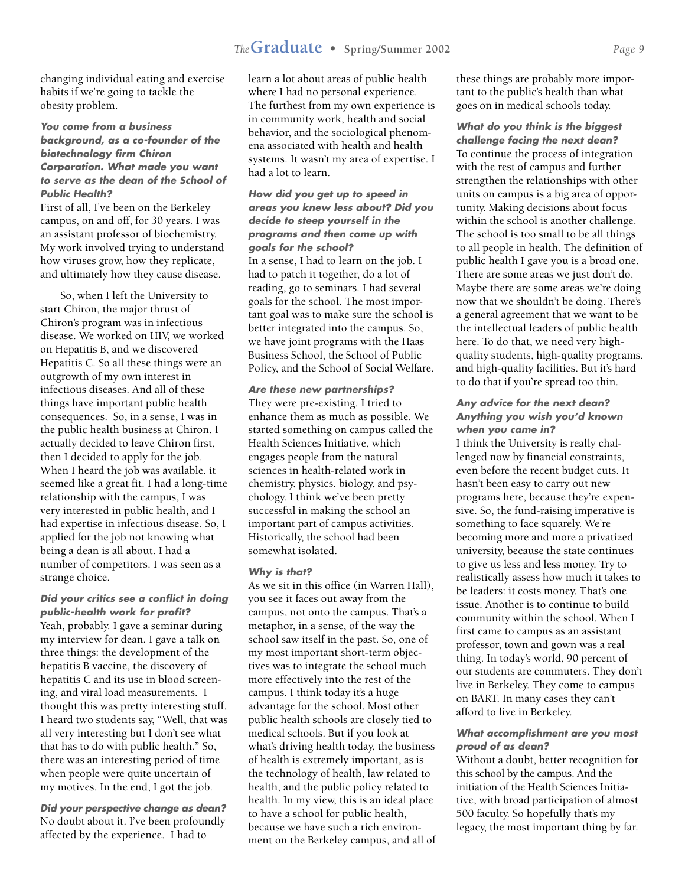changing individual eating and exercise habits if we're going to tackle the obesity problem.

***You come from a business background, as a co-founder of the biotechnology firm Chiron Corporation. What made you want to serve as the dean of the School of Public Health?***

First of all, I've been on the Berkeley campus, on and off, for 30 years. I was an assistant professor of biochemistry. My work involved trying to understand how viruses grow, how they replicate, and ultimately how they cause disease.

So, when I left the University to start Chiron, the major thrust of Chiron's program was in infectious disease. We worked on HIV, we worked on Hepatitis B, and we discovered Hepatitis C. So all these things were an outgrowth of my own interest in infectious diseases. And all of these things have important public health consequences. So, in a sense, I was in the public health business at Chiron. I actually decided to leave Chiron first, then I decided to apply for the job. When I heard the job was available, it seemed like a great fit. I had a long-time relationship with the campus, I was very interested in public health, and I had expertise in infectious disease. So, I applied for the job not knowing what being a dean is all about. I had a number of competitors. I was seen as a strange choice.

***Did your critics see a conflict in doing public-health work for profit?***

Yeah, probably. I gave a seminar during my interview for dean. I gave a talk on three things: the development of the hepatitis B vaccine, the discovery of hepatitis C and its use in blood screening, and viral load measurements. I thought this was pretty interesting stuff. I heard two students say, "Well, that was all very interesting but I don't see what that has to do with public health." So, there was an interesting period of time when people were quite uncertain of my motives. In the end, I got the job.

***Did your perspective change as dean?***

No doubt about it. I've been profoundly affected by the experience. I had to learn a lot about areas of public health where I had no personal experience. The furthest from my own experience is in community work, health and social behavior, and the sociological phenomena associated with health and health systems. It wasn't my area of expertise. I had a lot to learn.

***How did you get up to speed in areas you knew less about? Did you decide to steep yourself in the programs and then come up with goals for the school?***

In a sense, I had to learn on the job. I had to patch it together, do a lot of reading, go to seminars. I had several goals for the school. The most important goal was to make sure the school is better integrated into the campus. So, we have joint programs with the Haas Business School, the School of Public Policy, and the School of Social Welfare.

***Are these new partnerships?***

They were pre-existing. I tried to enhance them as much as possible. We started something on campus called the Health Sciences Initiative, which engages people from the natural sciences in health-related work in chemistry, physics, biology, and psychology. I think we've been pretty successful in making the school an important part of campus activities. Historically, the school had been somewhat isolated.

***Why is that?***

As we sit in this office (in Warren Hall), you see it faces out away from the campus, not onto the campus. That's a metaphor, in a sense, of the way the school saw itself in the past. So, one of my most important short-term objectives was to integrate the school much more effectively into the rest of the campus. I think today it's a huge advantage for the school. Most other public health schools are closely tied to medical schools. But if you look at what's driving health today, the business of health is extremely important, as is the technology of health, law related to health, and the public policy related to health. In my view, this is an ideal place to have a school for public health, because we have such a rich environment on the Berkeley campus, and all of these things are probably more important to the public's health than what goes on in medical schools today.

***What do you think is the biggest challenge facing the next dean?***

To continue the process of integration with the rest of campus and further strengthen the relationships with other units on campus is a big area of opportunity. Making decisions about focus within the school is another challenge. The school is too small to be all things to all people in health. The definition of public health I gave you is a broad one. There are some areas we just don't do. Maybe there are some areas we're doing now that we shouldn't be doing. There's a general agreement that we want to be the intellectual leaders of public health here. To do that, we need very high-quality students, high-quality programs, and high-quality facilities. But it's hard to do that if you're spread too thin.

***Any advice for the next dean? Anything you wish you'd known when you came in?***

I think the University is really challenged now by financial constraints, even before the recent budget cuts. It hasn't been easy to carry out new programs here, because they're expensive. So, the fund-raising imperative is something to face squarely. We're becoming more and more a privatized university, because the state continues to give us less and less money. Try to realistically assess how much it takes to be leaders: it costs money. That's one issue. Another is to continue to build community within the school. When I first came to campus as an assistant professor, town and gown was a real thing. In today's world, 90 percent of our students are commuters. They don't live in Berkeley. They come to campus on BART. In many cases they can't afford to live in Berkeley.

***What accomplishment are you most proud of as dean?***

Without a doubt, better recognition for this school by the campus. And the initiation of the Health Sciences Initiative, with broad participation of almost 500 faculty. So hopefully that's my legacy, the most important thing by far.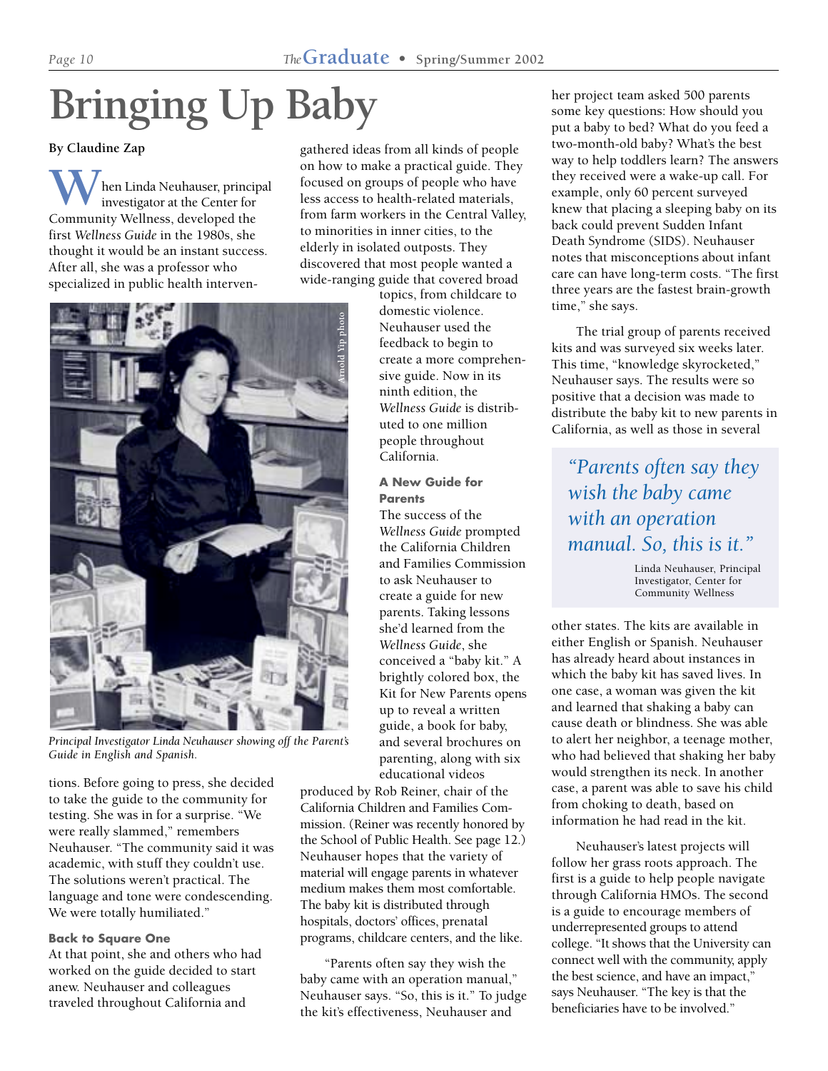# Bringing Up Baby

**By Claudine Zap**

When Linda Neuhauser, principal investigator at the Center for Community Wellness, developed the first *Wellness Guide* in the 1980s, she thought it would be an instant success. After all, she was a professor who specialized in public health interventions. Before going to press, she decided to take the guide to the community for testing. She was in for a surprise. "We were really slammed," remembers Neuhauser. "The community said it was academic, with stuff they couldn't use. The solutions weren't practical. The language and tone were condescending. We were totally humiliated."

*Principal Investigator Linda Neuhauser showing off the Parent's Guide in English and Spanish.*

Arnold Yip photo

### Back to Square One

At that point, she and others who had worked on the guide decided to start anew. Neuhauser and colleagues traveled throughout California and gathered ideas from all kinds of people on how to make a practical guide. They focused on groups of people who have less access to health-related materials, from farm workers in the Central Valley, to minorities in inner cities, to the elderly in isolated outposts. They discovered that most people wanted a wide-ranging guide that covered broad topics, from childcare to domestic violence. Neuhauser used the feedback to begin to create a more comprehensive guide. Now in its ninth edition, the *Wellness Guide* is distributed to one million people throughout California.

### A New Guide for Parents

The success of the *Wellness Guide* prompted the California Children and Families Commission to ask Neuhauser to create a guide for new parents. Taking lessons she'd learned from the *Wellness Guide*, she conceived a "baby kit." A brightly colored box, the Kit for New Parents opens up to reveal a written guide, a book for baby, and several brochures on parenting, along with six educational videos produced by Rob Reiner, chair of the California Children and Families Commission. (Reiner was recently honored by the School of Public Health. See page 12.) Neuhauser hopes that the variety of material will engage parents in whatever medium makes them most comfortable. The baby kit is distributed through hospitals, doctors' offices, prenatal programs, childcare centers, and the like.

"Parents often say they wish the baby came with an operation manual," Neuhauser says. "So, this is it." To judge the kit's effectiveness, Neuhauser and her project team asked 500 parents some key questions: How should you put a baby to bed? What do you feed a two-month-old baby? What's the best way to help toddlers learn? The answers they received were a wake-up call. For example, only 60 percent surveyed knew that placing a sleeping baby on its back could prevent Sudden Infant Death Syndrome (SIDS). Neuhauser notes that misconceptions about infant care can have long-term costs. "The first three years are the fastest brain-growth time," she says.

The trial group of parents received kits and was surveyed six weeks later. This time, "knowledge skyrocketed," Neuhauser says. The results were so positive that a decision was made to distribute the baby kit to new parents in California, as well as those in several other states. The kits are available in either English or Spanish. Neuhauser has already heard about instances in which the baby kit has saved lives. In one case, a woman was given the kit and learned that shaking a baby can cause death or blindness. She was able to alert her neighbor, a teenage mother, who had believed that shaking her baby would strengthen its neck. In another case, a parent was able to save his child from choking to death, based on information he had read in the kit.

> *"Parents often say they wish the baby came with an operation manual. So, this is it."*
>
> Linda Neuhauser, Principal Investigator, Center for Community Wellness

Neuhauser's latest projects will follow her grass roots approach. The first is a guide to help people navigate through California HMOs. The second is a guide to encourage members of underrepresented groups to attend college. "It shows that the University can connect well with the community, apply the best science, and have an impact," says Neuhauser. "The key is that the beneficiaries have to be involved."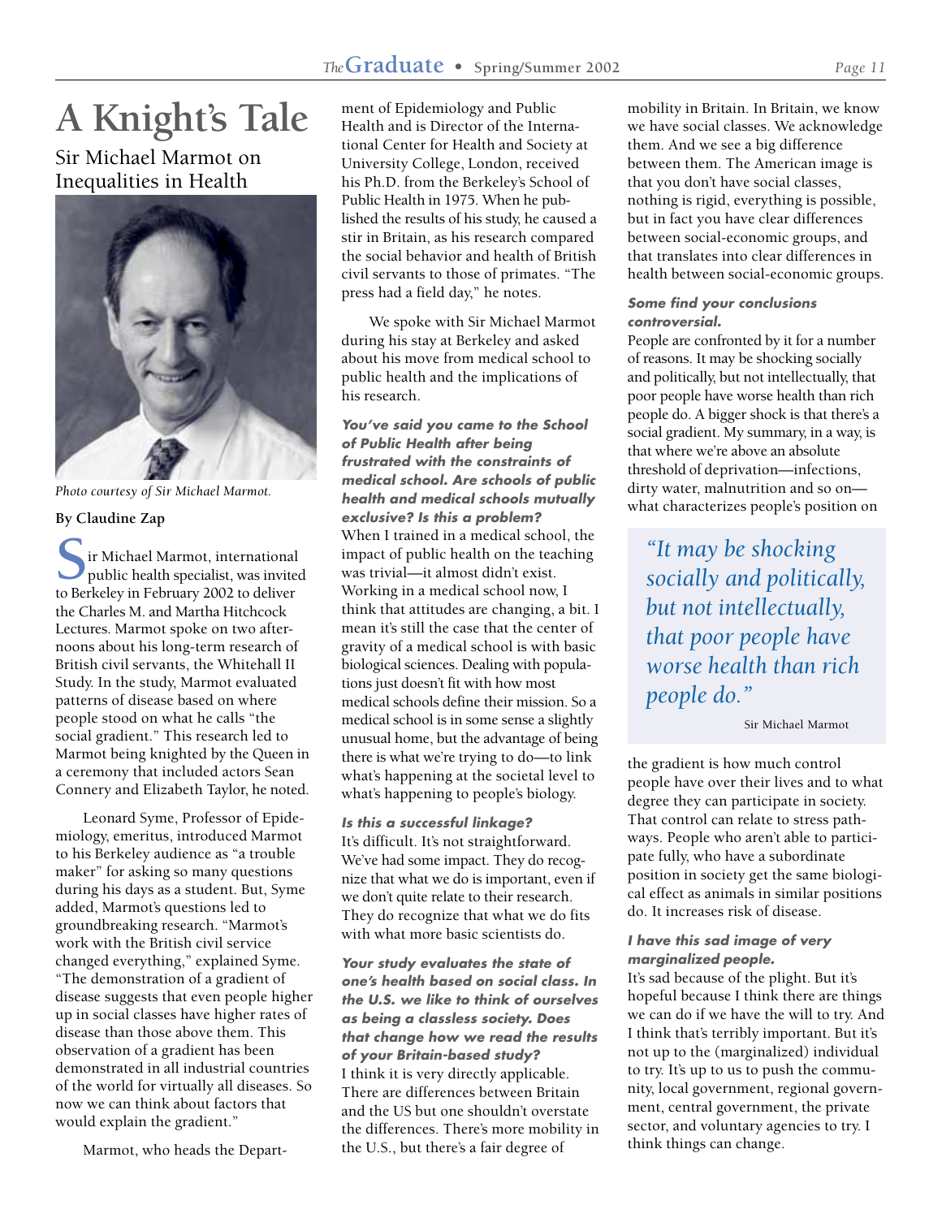# A Knight's Tale

## Sir Michael Marmot on Inequalities in Health

*Photo courtesy of Sir Michael Marmot.*

**By Claudine Zap**

Sir Michael Marmot, international public health specialist, was invited to Berkeley in February 2002 to deliver the Charles M. and Martha Hitchcock Lectures. Marmot spoke on two afternoons about his long-term research of British civil servants, the Whitehall II Study. In the study, Marmot evaluated patterns of disease based on where people stood on what he calls "the social gradient." This research led to Marmot being knighted by the Queen in a ceremony that included actors Sean Connery and Elizabeth Taylor, he noted.

Leonard Syme, Professor of Epidemiology, emeritus, introduced Marmot to his Berkeley audience as "a trouble maker" for asking so many questions during his days as a student. But, Syme added, Marmot's questions led to groundbreaking research. "Marmot's work with the British civil service changed everything," explained Syme. "The demonstration of a gradient of disease suggests that even people higher up in social classes have higher rates of disease than those above them. This observation of a gradient has been demonstrated in all industrial countries of the world for virtually all diseases. So now we can think about factors that would explain the gradient."

Marmot, who heads the Department of Epidemiology and Public Health and is Director of the International Center for Health and Society at University College, London, received his Ph.D. from the Berkeley's School of Public Health in 1975. When he published the results of his study, he caused a stir in Britain, as his research compared the social behavior and health of British civil servants to those of primates. "The press had a field day," he notes.

We spoke with Sir Michael Marmot during his stay at Berkeley and asked about his move from medical school to public health and the implications of his research.

***You've said you came to the School of Public Health after being frustrated with the constraints of medical school. Are schools of public health and medical schools mutually exclusive? Is this a problem?***

When I trained in a medical school, the impact of public health on the teaching was trivial—it almost didn't exist. Working in a medical school now, I think that attitudes are changing, a bit. I mean it's still the case that the center of gravity of a medical school is with basic biological sciences. Dealing with populations just doesn't fit with how most medical schools define their mission. So a medical school is in some sense a slightly unusual home, but the advantage of being there is what we're trying to do—to link what's happening at the societal level to what's happening to people's biology.

***Is this a successful linkage?***

It's difficult. It's not straightforward. We've had some impact. They do recognize that what we do is important, even if we don't quite relate to their research. They do recognize that what we do fits with what more basic scientists do.

***Your study evaluates the state of one's health based on social class. In the U.S. we like to think of ourselves as being a classless society. Does that change how we read the results of your Britain-based study?***

I think it is very directly applicable. There are differences between Britain and the US but one shouldn't overstate the differences. There's more mobility in the U.S., but there's a fair degree of mobility in Britain. In Britain, we know we have social classes. We acknowledge them. And we see a big difference between them. The American image is that you don't have social classes, nothing is rigid, everything is possible, but in fact you have clear differences between social-economic groups, and that translates into clear differences in health between social-economic groups.

***Some find your conclusions controversial.***

People are confronted by it for a number of reasons. It may be shocking socially and politically, but not intellectually, that poor people have worse health than rich people do. A bigger shock is that there's a social gradient. My summary, in a way, is that where we're above an absolute threshold of deprivation—infections, dirty water, malnutrition and so on—what characterizes people's position on the gradient is how much control people have over their lives and to what degree they can participate in society. That control can relate to stress pathways. People who aren't able to participate fully, who have a subordinate position in society get the same biological effect as animals in similar positions do. It increases risk of disease.

> *"It may be shocking socially and politically, but not intellectually, that poor people have worse health than rich people do."*
>
> Sir Michael Marmot

***I have this sad image of very marginalized people.***

It's sad because of the plight. But it's hopeful because I think there are things we can do if we have the will to try. And I think that's terribly important. But it's not up to the (marginalized) individual to try. It's up to us to push the community, local government, regional government, central government, the private sector, and voluntary agencies to try. I think things can change.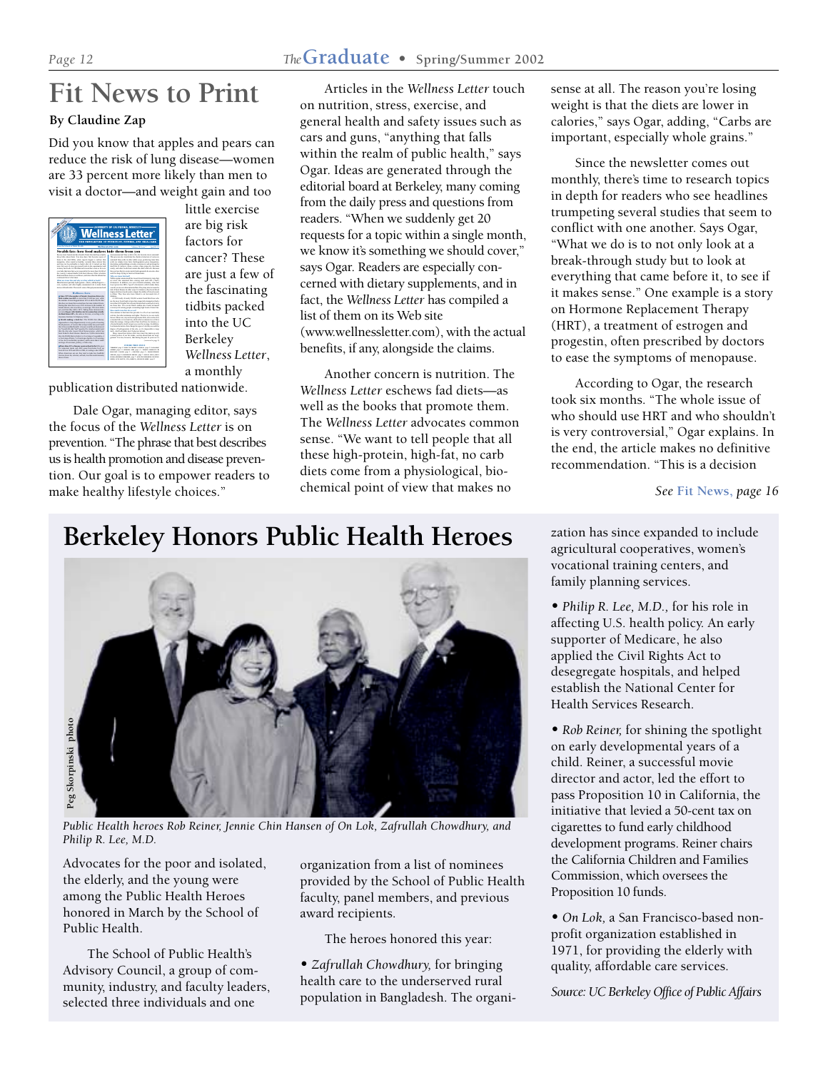# Fit News to Print

**By Claudine Zap**

Did you know that apples and pears can reduce the risk of lung disease—women are 33 percent more likely than men to visit a doctor—and weight gain and too little exercise are big risk factors for cancer? These are just a few of the fascinating tidbits packed into the UC Berkeley *Wellness Letter*, a monthly publication distributed nationwide.

Dale Ogar, managing editor, says the focus of the *Wellness Letter* is on prevention. "The phrase that best describes us is health promotion and disease prevention. Our goal is to empower readers to make healthy lifestyle choices."

Articles in the *Wellness Letter* touch on nutrition, stress, exercise, and general health and safety issues such as cars and guns, "anything that falls within the realm of public health," says Ogar. Ideas are generated through the editorial board at Berkeley, many coming from the daily press and questions from readers. "When we suddenly get 20 requests for a topic within a single month, we know it's something we should cover," says Ogar. Readers are especially concerned with dietary supplements, and in fact, the *Wellness Letter* has compiled a list of them on its Web site (www.wellnessletter.com), with the actual benefits, if any, alongside the claims.

Another concern is nutrition. The *Wellness Letter* eschews fad diets—as well as the books that promote them. The *Wellness Letter* advocates common sense. "We want to tell people that all these high-protein, high-fat, no carb diets come from a physiological, biochemical point of view that makes no sense at all. The reason you're losing weight is that the diets are lower in calories," says Ogar, adding, "Carbs are important, especially whole grains."

Since the newsletter comes out monthly, there's time to research topics in depth for readers who see headlines trumpeting several studies that seem to conflict with one another. Says Ogar, "What we do is to not only look at a break-through study but to look at everything that came before it, to see if it makes sense." One example is a story on Hormone Replacement Therapy (HRT), a treatment of estrogen and progestin, often prescribed by doctors to ease the symptoms of menopause.

According to Ogar, the research took six months. "The whole issue of who should use HRT and who shouldn't is very controversial," Ogar explains. In the end, the article makes no definitive recommendation. "This is a decision

*See* Fit News, *page 16*

# Berkeley Honors Public Health Heroes

Peg Skorpinski photo

*Public Health heroes Rob Reiner, Jennie Chin Hansen of On Lok, Zafrullah Chowdhury, and Philip R. Lee, M.D.*

Advocates for the poor and isolated, the elderly, and the young were among the Public Health Heroes honored in March by the School of Public Health.

The School of Public Health's Advisory Council, a group of community, industry, and faculty leaders, selected three individuals and one organization from a list of nominees provided by the School of Public Health faculty, panel members, and previous award recipients.

The heroes honored this year:

- *Zafrullah Chowdhury,* for bringing health care to the underserved rural population in Bangladesh. The organization has since expanded to include agricultural cooperatives, women's vocational training centers, and family planning services.

- *Philip R. Lee, M.D.,* for his role in affecting U.S. health policy. An early supporter of Medicare, he also applied the Civil Rights Act to desegregate hospitals, and helped establish the National Center for Health Services Research.

- *Rob Reiner,* for shining the spotlight on early developmental years of a child. Reiner, a successful movie director and actor, led the effort to pass Proposition 10 in California, the initiative that levied a 50-cent tax on cigarettes to fund early childhood development programs. Reiner chairs the California Children and Families Commission, which oversees the Proposition 10 funds.

- *On Lok,* a San Francisco-based non-profit organization established in 1971, for providing the elderly with quality, affordable care services.

*Source: UC Berkeley Office of Public Affairs*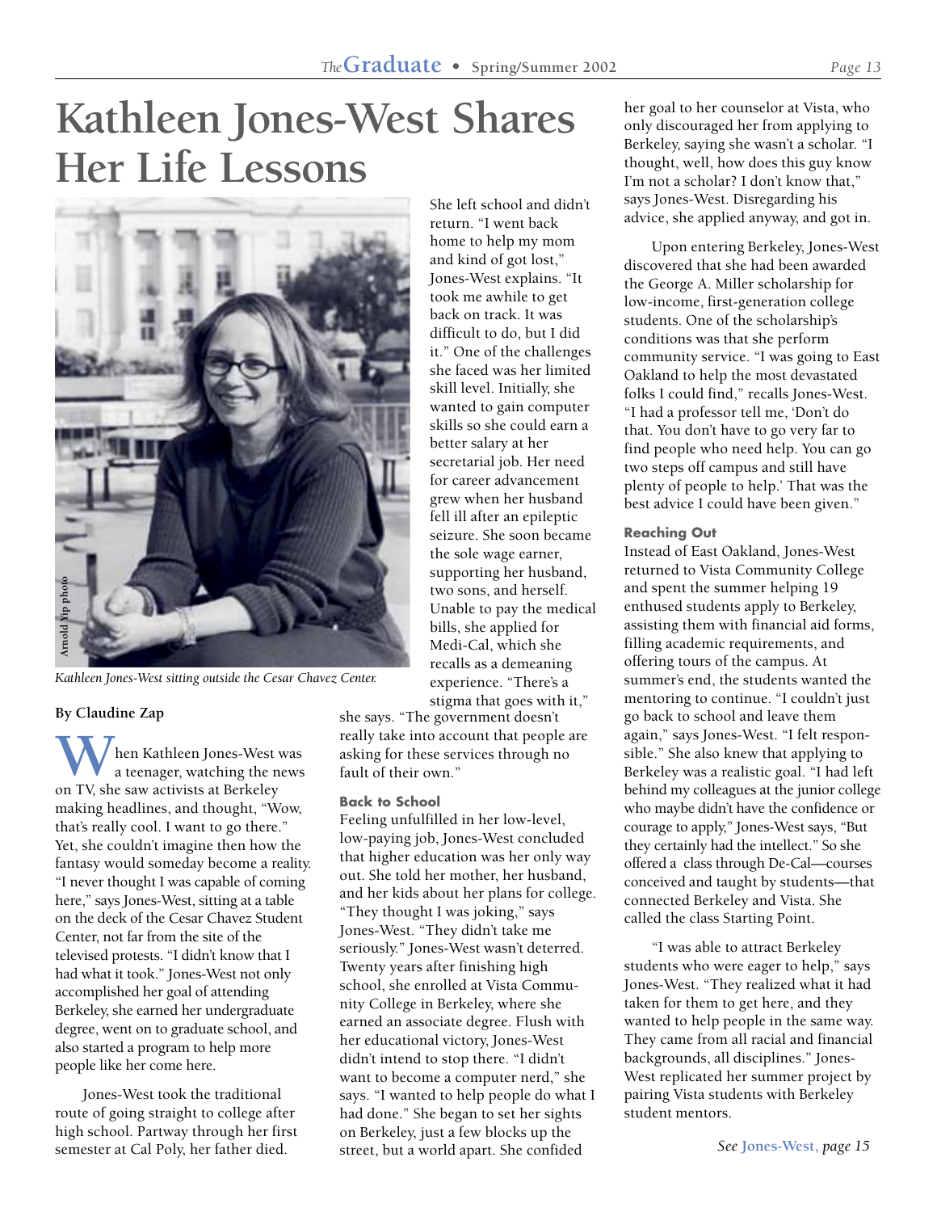# Kathleen Jones-West Shares Her Life Lessons

Arnold Yip photo

*Kathleen Jones-West sitting outside the Cesar Chavez Center.*

**By Claudine Zap**

When Kathleen Jones-West was a teenager, watching the news on TV, she saw activists at Berkeley making headlines, and thought, "Wow, that's really cool. I want to go there." Yet, she couldn't imagine then how the fantasy would someday become a reality. "I never thought I was capable of coming here," says Jones-West, sitting at a table on the deck of the Cesar Chavez Student Center, not far from the site of the televised protests. "I didn't know that I had what it took." Jones-West not only accomplished her goal of attending Berkeley, she earned her undergraduate degree, went on to graduate school, and also started a program to help more people like her come here.

Jones-West took the traditional route of going straight to college after high school. Partway through her first semester at Cal Poly, her father died. She left school and didn't return. "I went back home to help my mom and kind of got lost," Jones-West explains. "It took me awhile to get back on track. It was difficult to do, but I did it." One of the challenges she faced was her limited skill level. Initially, she wanted to gain computer skills so she could earn a better salary at her secretarial job. Her need for career advancement grew when her husband fell ill after an epileptic seizure. She soon became the sole wage earner, supporting her husband, two sons, and herself. Unable to pay the medical bills, she applied for Medi-Cal, which she recalls as a demeaning experience. "There's a stigma that goes with it," she says. "The government doesn't really take into account that people are asking for these services through no fault of their own."

### Back to School

Feeling unfulfilled in her low-level, low-paying job, Jones-West concluded that higher education was her only way out. She told her mother, her husband, and her kids about her plans for college. "They thought I was joking," says Jones-West. "They didn't take me seriously." Jones-West wasn't deterred. Twenty years after finishing high school, she enrolled at Vista Community College in Berkeley, where she earned an associate degree. Flush with her educational victory, Jones-West didn't intend to stop there. "I didn't want to become a computer nerd," she says. "I wanted to help people do what I had done." She began to set her sights on Berkeley, just a few blocks up the street, but a world apart. She confided her goal to her counselor at Vista, who only discouraged her from applying to Berkeley, saying she wasn't a scholar. "I thought, well, how does this guy know I'm not a scholar? I don't know that," says Jones-West. Disregarding his advice, she applied anyway, and got in.

Upon entering Berkeley, Jones-West discovered that she had been awarded the George A. Miller scholarship for low-income, first-generation college students. One of the scholarship's conditions was that she perform community service. "I was going to East Oakland to help the most devastated folks I could find," recalls Jones-West. "I had a professor tell me, 'Don't do that. You don't have to go very far to find people who need help. You can go two steps off campus and still have plenty of people to help.' That was the best advice I could have been given."

### Reaching Out

Instead of East Oakland, Jones-West returned to Vista Community College and spent the summer helping 19 enthused students apply to Berkeley, assisting them with financial aid forms, filling academic requirements, and offering tours of the campus. At summer's end, the students wanted the mentoring to continue. "I couldn't just go back to school and leave them again," says Jones-West. "I felt responsible." She also knew that applying to Berkeley was a realistic goal. "I had left behind my colleagues at the junior college who maybe didn't have the confidence or courage to apply," Jones-West says, "But they certainly had the intellect." So she offered a class through De-Cal—courses conceived and taught by students—that connected Berkeley and Vista. She called the class Starting Point.

"I was able to attract Berkeley students who were eager to help," says Jones-West. "They realized what it had taken for them to get here, and they wanted to help people in the same way. They came from all racial and financial backgrounds, all disciplines." Jones-West replicated her summer project by pairing Vista students with Berkeley student mentors.

*See Jones-West, page 15*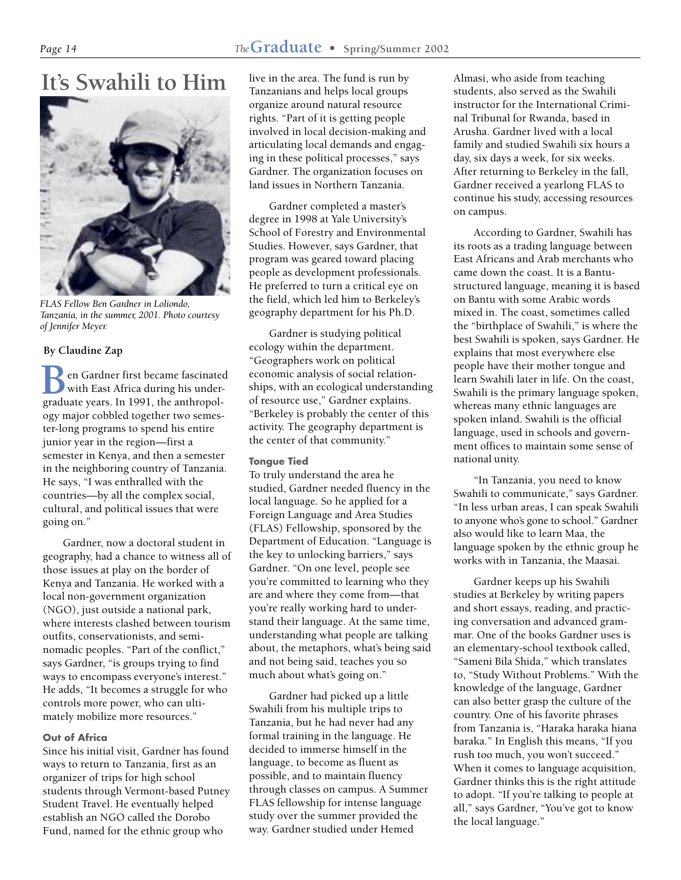# It's Swahili to Him

*FLAS Fellow Ben Gardner in Loliondo, Tanzania, in the summer, 2001. Photo courtesy of Jennifer Meyer.*

**By Claudine Zap**

Ben Gardner first became fascinated with East Africa during his undergraduate years. In 1991, the anthropology major cobbled together two semester-long programs to spend his entire junior year in the region—first a semester in Kenya, and then a semester in the neighboring country of Tanzania. He says, "I was enthralled with the countries—by all the complex social, cultural, and political issues that were going on."

Gardner, now a doctoral student in geography, had a chance to witness all of those issues at play on the border of Kenya and Tanzania. He worked with a local non-government organization (NGO), just outside a national park, where interests clashed between tourism outfits, conservationists, and semi-nomadic peoples. "Part of the conflict," says Gardner, "is groups trying to find ways to encompass everyone's interest." He adds, "It becomes a struggle for who controls more power, who can ultimately mobilize more resources."

### Out of Africa

Since his initial visit, Gardner has found ways to return to Tanzania, first as an organizer of trips for high school students through Vermont-based Putney Student Travel. He eventually helped establish an NGO called the Dorobo Fund, named for the ethnic group who live in the area. The fund is run by Tanzanians and helps local groups organize around natural resource rights. "Part of it is getting people involved in local decision-making and articulating local demands and engaging in these political processes," says Gardner. The organization focuses on land issues in Northern Tanzania.

Gardner completed a master's degree in 1998 at Yale University's School of Forestry and Environmental Studies. However, says Gardner, that program was geared toward placing people as development professionals. He preferred to turn a critical eye on the field, which led him to Berkeley's geography department for his Ph.D.

Gardner is studying political ecology within the department. "Geographers work on political economic analysis of social relationships, with an ecological understanding of resource use," Gardner explains. "Berkeley is probably the center of this activity. The geography department is the center of that community."

### Tongue Tied

To truly understand the area he studied, Gardner needed fluency in the local language. So he applied for a Foreign Language and Area Studies (FLAS) Fellowship, sponsored by the Department of Education. "Language is the key to unlocking barriers," says Gardner. "On one level, people see you're committed to learning who they are and where they come from—that you're really working hard to understand their language. At the same time, understanding what people are talking about, the metaphors, what's being said and not being said, teaches you so much about what's going on."

Gardner had picked up a little Swahili from his multiple trips to Tanzania, but he had never had any formal training in the language. He decided to immerse himself in the language, to become as fluent as possible, and to maintain fluency through classes on campus. A Summer FLAS fellowship for intense language study over the summer provided the way. Gardner studied under Hemed Almasi, who aside from teaching students, also served as the Swahili instructor for the International Criminal Tribunal for Rwanda, based in Arusha. Gardner lived with a local family and studied Swahili six hours a day, six days a week, for six weeks. After returning to Berkeley in the fall, Gardner received a yearlong FLAS to continue his study, accessing resources on campus.

According to Gardner, Swahili has its roots as a trading language between East Africans and Arab merchants who came down the coast. It is a Bantu-structured language, meaning it is based on Bantu with some Arabic words mixed in. The coast, sometimes called the "birthplace of Swahili," is where the best Swahili is spoken, says Gardner. He explains that most everywhere else people have their mother tongue and learn Swahili later in life. On the coast, Swahili is the primary language spoken, whereas many ethnic languages are spoken inland. Swahili is the official language, used in schools and government offices to maintain some sense of national unity.

"In Tanzania, you need to know Swahili to communicate," says Gardner. "In less urban areas, I can speak Swahili to anyone who's gone to school." Gardner also would like to learn Maa, the language spoken by the ethnic group he works with in Tanzania, the Maasai.

Gardner keeps up his Swahili studies at Berkeley by writing papers and short essays, reading, and practicing conversation and advanced grammar. One of the books Gardner uses is an elementary-school textbook called, "Sameni Bila Shida," which translates to, "Study Without Problems." With the knowledge of the language, Gardner can also better grasp the culture of the country. One of his favorite phrases from Tanzania is, "Haraka haraka hiana baraka." In English this means, "If you rush too much, you won't succeed." When it comes to language acquisition, Gardner thinks this is the right attitude to adopt. "If you're talking to people at all," says Gardner, "You've got to know the local language."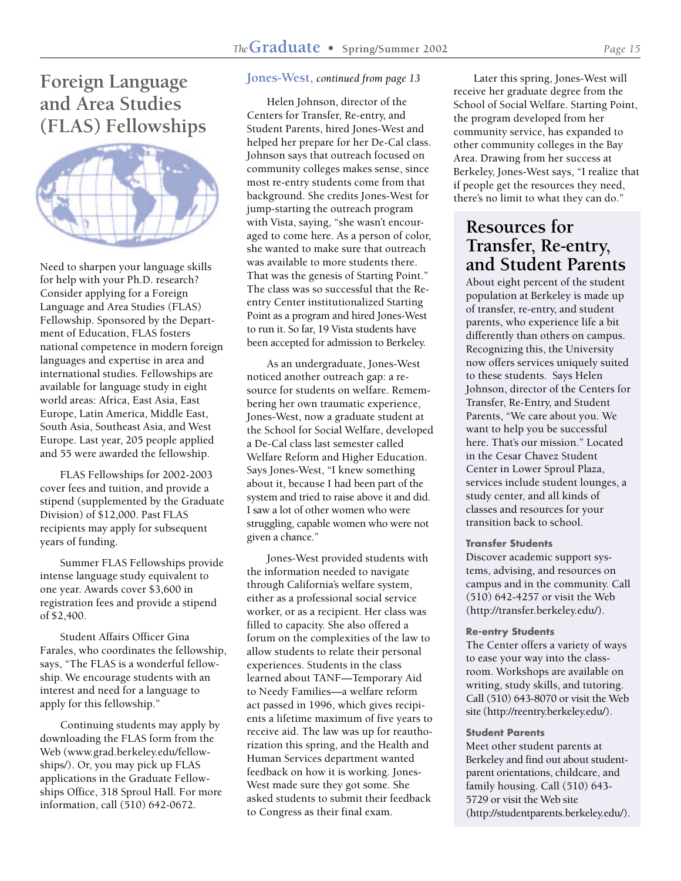# Foreign Language and Area Studies (FLAS) Fellowships

Need to sharpen your language skills for help with your Ph.D. research? Consider applying for a Foreign Language and Area Studies (FLAS) Fellowship. Sponsored by the Department of Education, FLAS fosters national competence in modern foreign languages and expertise in area and international studies. Fellowships are available for language study in eight world areas: Africa, East Asia, East Europe, Latin America, Middle East, South Asia, Southeast Asia, and West Europe. Last year, 205 people applied and 55 were awarded the fellowship.

FLAS Fellowships for 2002-2003 cover fees and tuition, and provide a stipend (supplemented by the Graduate Division) of $12,000. Past FLAS recipients may apply for subsequent years of funding.

Summer FLAS Fellowships provide intense language study equivalent to one year. Awards cover $3,600 in registration fees and provide a stipend of $2,400.

Student Affairs Officer Gina Farales, who coordinates the fellowship, says, "The FLAS is a wonderful fellowship. We encourage students with an interest and need for a language to apply for this fellowship."

Continuing students may apply by downloading the FLAS form from the Web (www.grad.berkeley.edu/fellowships/). Or, you may pick up FLAS applications in the Graduate Fellowships Office, 318 Sproul Hall. For more information, call (510) 642-0672.

## Jones-West, *continued from page 13*

Helen Johnson, director of the Centers for Transfer, Re-entry, and Student Parents, hired Jones-West and helped her prepare for her De-Cal class. Johnson says that outreach focused on community colleges makes sense, since most re-entry students come from that background. She credits Jones-West for jump-starting the outreach program with Vista, saying, "she wasn't encouraged to come here. As a person of color, she wanted to make sure that outreach was available to more students there. That was the genesis of Starting Point." The class was so successful that the Re-entry Center institutionalized Starting Point as a program and hired Jones-West to run it. So far, 19 Vista students have been accepted for admission to Berkeley.

As an undergraduate, Jones-West noticed another outreach gap: a resource for students on welfare. Remembering her own traumatic experience, Jones-West, now a graduate student at the School for Social Welfare, developed a De-Cal class last semester called Welfare Reform and Higher Education. Says Jones-West, "I knew something about it, because I had been part of the system and tried to raise above it and did. I saw a lot of other women who were struggling, capable women who were not given a chance."

Jones-West provided students with the information needed to navigate through California's welfare system, either as a professional social service worker, or as a recipient. Her class was filled to capacity. She also offered a forum on the complexities of the law to allow students to relate their personal experiences. Students in the class learned about TANF—Temporary Aid to Needy Families—a welfare reform act passed in 1996, which gives recipients a lifetime maximum of five years to receive aid. The law was up for reauthorization this spring, and the Health and Human Services department wanted feedback on how it is working. Jones-West made sure they got some. She asked students to submit their feedback to Congress as their final exam.

Later this spring, Jones-West will receive her graduate degree from the School of Social Welfare. Starting Point, the program developed from her community service, has expanded to other community colleges in the Bay Area. Drawing from her success at Berkeley, Jones-West says, "I realize that if people get the resources they need, there's no limit to what they can do."

## Resources for Transfer, Re-entry, and Student Parents

About eight percent of the student population at Berkeley is made up of transfer, re-entry, and student parents, who experience life a bit differently than others on campus. Recognizing this, the University now offers services uniquely suited to these students. Says Helen Johnson, director of the Centers for Transfer, Re-Entry, and Student Parents, "We care about you. We want to help you be successful here. That's our mission." Located in the Cesar Chavez Student Center in Lower Sproul Plaza, services include student lounges, a study center, and all kinds of classes and resources for your transition back to school.

### Transfer Students

Discover academic support systems, advising, and resources on campus and in the community. Call (510) 642-4257 or visit the Web (http://transfer.berkeley.edu/).

### Re-entry Students

The Center offers a variety of ways to ease your way into the classroom. Workshops are available on writing, study skills, and tutoring. Call (510) 643-8070 or visit the Web site (http://reentry.berkeley.edu/).

### Student Parents

Meet other student parents at Berkeley and find out about student-parent orientations, childcare, and family housing. Call (510) 643-5729 or visit the Web site (http://studentparents.berkeley.edu/).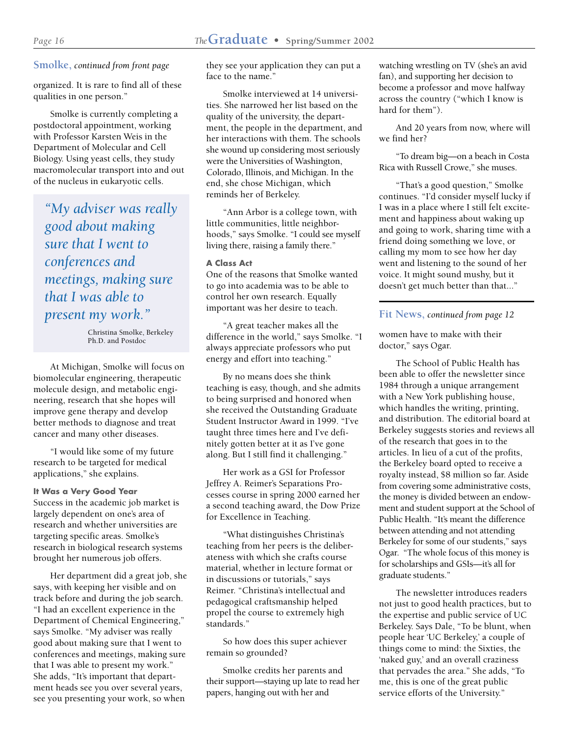## Smolke, *continued from front page*

organized. It is rare to find all of these qualities in one person."

Smolke is currently completing a postdoctoral appointment, working with Professor Karsten Weis in the Department of Molecular and Cell Biology. Using yeast cells, they study macromolecular transport into and out of the nucleus in eukaryotic cells.

> *"My adviser was really good about making sure that I went to conferences and meetings, making sure that I was able to present my work."*
>
> Christina Smolke, Berkeley Ph.D. and Postdoc

At Michigan, Smolke will focus on biomolecular engineering, therapeutic molecule design, and metabolic engineering, research that she hopes will improve gene therapy and develop better methods to diagnose and treat cancer and many other diseases.

"I would like some of my future research to be targeted for medical applications," she explains.

**It Was a Very Good Year**

Success in the academic job market is largely dependent on one's area of research and whether universities are targeting specific areas. Smolke's research in biological research systems brought her numerous job offers.

Her department did a great job, she says, with keeping her visible and on track before and during the job search. "I had an excellent experience in the Department of Chemical Engineering," says Smolke. "My adviser was really good about making sure that I went to conferences and meetings, making sure that I was able to present my work." She adds, "It's important that department heads see you over several years, see you presenting your work, so when they see your application they can put a face to the name."

Smolke interviewed at 14 universities. She narrowed her list based on the quality of the university, the department, the people in the department, and her interactions with them. The schools she wound up considering most seriously were the Universities of Washington, Colorado, Illinois, and Michigan. In the end, she chose Michigan, which reminds her of Berkeley.

"Ann Arbor is a college town, with little communities, little neighborhoods," says Smolke. "I could see myself living there, raising a family there."

**A Class Act**

One of the reasons that Smolke wanted to go into academia was to be able to control her own research. Equally important was her desire to teach.

"A great teacher makes all the difference in the world," says Smolke. "I always appreciate professors who put energy and effort into teaching."

By no means does she think teaching is easy, though, and she admits to being surprised and honored when she received the Outstanding Graduate Student Instructor Award in 1999. "I've taught three times here and I've definitely gotten better at it as I've gone along. But I still find it challenging."

Her work as a GSI for Professor Jeffrey A. Reimer's Separations Processes course in spring 2000 earned her a second teaching award, the Dow Prize for Excellence in Teaching.

"What distinguishes Christina's teaching from her peers is the deliberateness with which she crafts course material, whether in lecture format or in discussions or tutorials," says Reimer. "Christina's intellectual and pedagogical craftsmanship helped propel the course to extremely high standards."

So how does this super achiever remain so grounded?

Smolke credits her parents and their support—staying up late to read her papers, hanging out with her and watching wrestling on TV (she's an avid fan), and supporting her decision to become a professor and move halfway across the country ("which I know is hard for them").

And 20 years from now, where will we find her?

"To dream big—on a beach in Costa Rica with Russell Crowe," she muses.

"That's a good question," Smolke continues. "I'd consider myself lucky if I was in a place where I still felt excitement and happiness about waking up and going to work, sharing time with a friend doing something we love, or calling my mom to see how her day went and listening to the sound of her voice. It might sound mushy, but it doesn't get much better than that..."

## Fit News, *continued from page 12*

women have to make with their doctor," says Ogar.

The School of Public Health has been able to offer the newsletter since 1984 through a unique arrangement with a New York publishing house, which handles the writing, printing, and distribution. The editorial board at Berkeley suggests stories and reviews all of the research that goes in to the articles. In lieu of a cut of the profits, the Berkeley board opted to receive a royalty instead, $8 million so far. Aside from covering some administrative costs, the money is divided between an endowment and student support at the School of Public Health. "It's meant the difference between attending and not attending Berkeley for some of our students," says Ogar. "The whole focus of this money is for scholarships and GSIs—it's all for graduate students."

The newsletter introduces readers not just to good health practices, but to the expertise and public service of UC Berkeley. Says Dale, "To be blunt, when people hear 'UC Berkeley,' a couple of things come to mind: the Sixties, the 'naked guy,' and an overall craziness that pervades the area." She adds, "To me, this is one of the great public service efforts of the University."